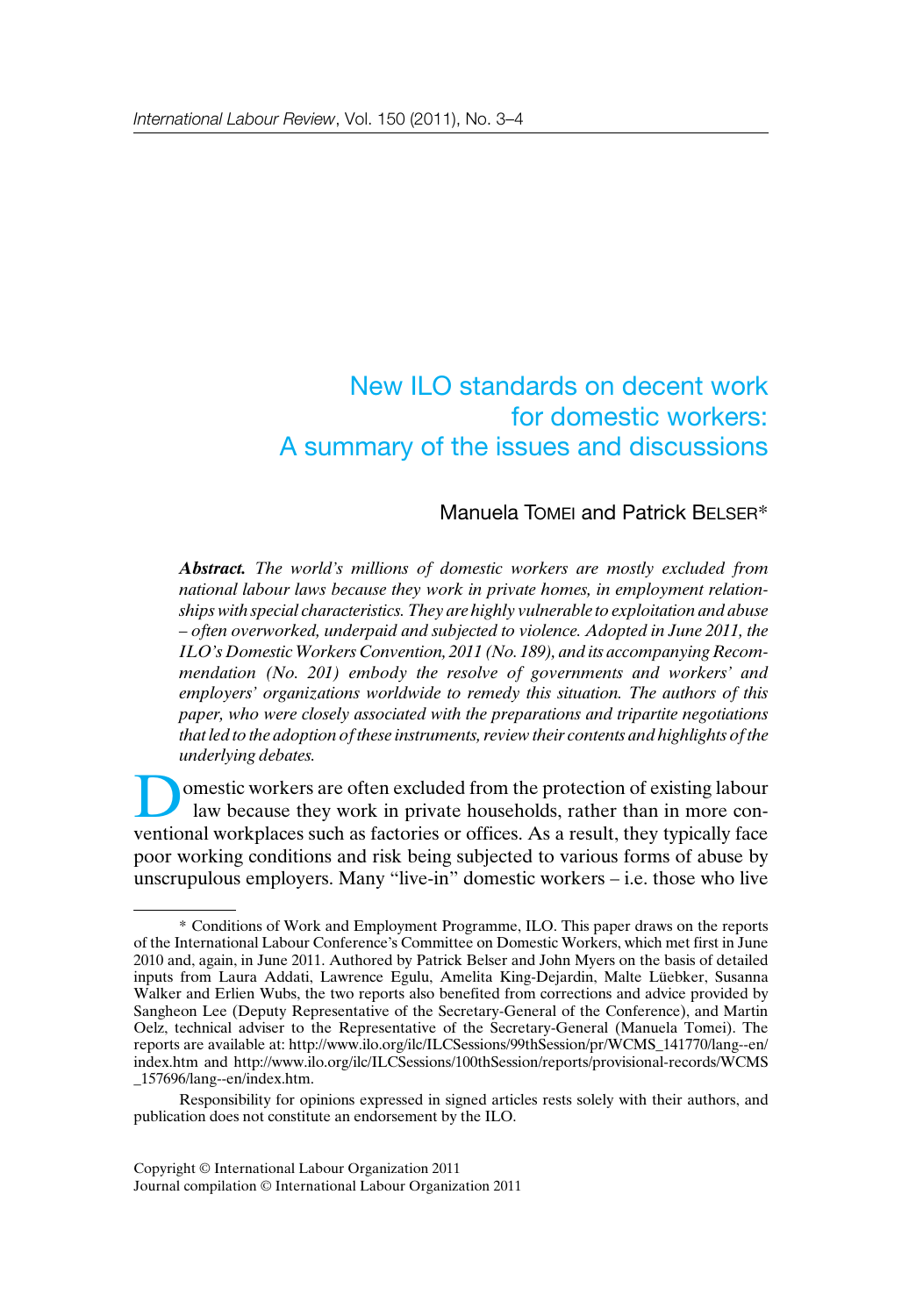# New ILO standards on decent work for domestic workers: A summary of the issues and discussions

Manuela TOMEI and Patrick BELSER*

***Abstract.*** *The world's millions of domestic workers are mostly excluded from national labour laws because they work in private homes, in employment relationships with special characteristics. They are highly vulnerable to exploitation and abuse – often overworked, underpaid and subjected to violence. Adopted in June 2011, the ILO's Domestic Workers Convention, 2011 (No. 189), and its accompanying Recommendation (No. 201) embody the resolve of governments and workers' and employers' organizations worldwide to remedy this situation. The authors of this paper, who were closely associated with the preparations and tripartite negotiations that led to the adoption of these instruments, review their contents and highlights of the underlying debates.*

Domestic workers are often excluded from the protection of existing labour law because they work in private households, rather than in more conventional workplaces such as factories or offices. As a result, they typically face poor working conditions and risk being subjected to various forms of abuse by unscrupulous employers. Many "live-in" domestic workers – i.e. those who live

---

\* Conditions of Work and Employment Programme, ILO. This paper draws on the reports of the International Labour Conference's Committee on Domestic Workers, which met first in June 2010 and, again, in June 2011. Authored by Patrick Belser and John Myers on the basis of detailed inputs from Laura Addati, Lawrence Egulu, Amelita King-Dejardin, Malte Lüebker, Susanna Walker and Erlien Wubs, the two reports also benefited from corrections and advice provided by Sangheon Lee (Deputy Representative of the Secretary-General of the Conference), and Martin Oelz, technical adviser to the Representative of the Secretary-General (Manuela Tomei). The reports are available at: http://www.ilo.org/ilc/ILCSessions/99thSession/pr/WCMS_141770/lang--en/index.htm and http://www.ilo.org/ilc/ILCSessions/100thSession/reports/provisional-records/WCMS_157696/lang--en/index.htm.

Responsibility for opinions expressed in signed articles rests solely with their authors, and publication does not constitute an endorsement by the ILO.

Copyright © International Labour Organization 2011
Journal compilation © International Labour Organization 2011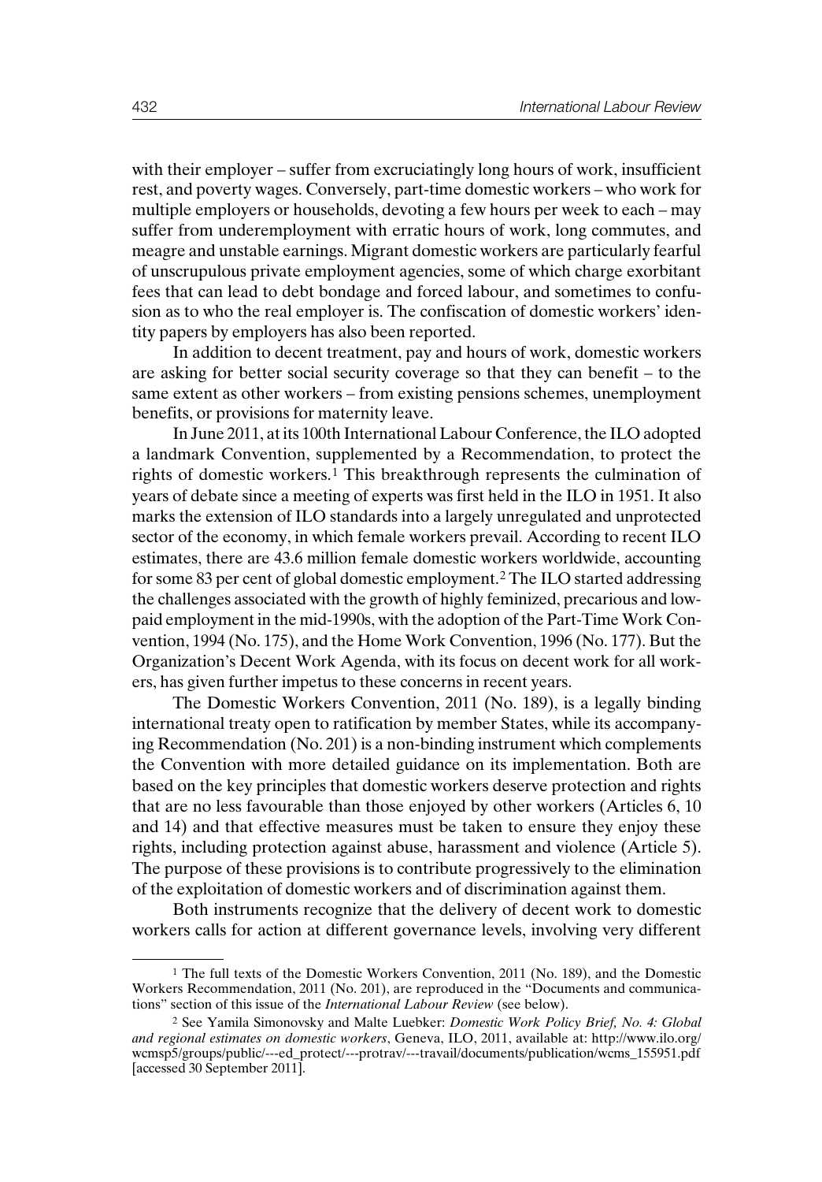with their employer – suffer from excruciatingly long hours of work, insufficient rest, and poverty wages. Conversely, part-time domestic workers – who work for multiple employers or households, devoting a few hours per week to each – may suffer from underemployment with erratic hours of work, long commutes, and meagre and unstable earnings. Migrant domestic workers are particularly fearful of unscrupulous private employment agencies, some of which charge exorbitant fees that can lead to debt bondage and forced labour, and sometimes to confusion as to who the real employer is. The confiscation of domestic workers' identity papers by employers has also been reported.

In addition to decent treatment, pay and hours of work, domestic workers are asking for better social security coverage so that they can benefit – to the same extent as other workers – from existing pensions schemes, unemployment benefits, or provisions for maternity leave.

In June 2011, at its 100th International Labour Conference, the ILO adopted a landmark Convention, supplemented by a Recommendation, to protect the rights of domestic workers.[1] This breakthrough represents the culmination of years of debate since a meeting of experts was first held in the ILO in 1951. It also marks the extension of ILO standards into a largely unregulated and unprotected sector of the economy, in which female workers prevail. According to recent ILO estimates, there are 43.6 million female domestic workers worldwide, accounting for some 83 per cent of global domestic employment.[2] The ILO started addressing the challenges associated with the growth of highly feminized, precarious and low-paid employment in the mid-1990s, with the adoption of the Part-Time Work Convention, 1994 (No. 175), and the Home Work Convention, 1996 (No. 177). But the Organization's Decent Work Agenda, with its focus on decent work for all workers, has given further impetus to these concerns in recent years.

The Domestic Workers Convention, 2011 (No. 189), is a legally binding international treaty open to ratification by member States, while its accompanying Recommendation (No. 201) is a non-binding instrument which complements the Convention with more detailed guidance on its implementation. Both are based on the key principles that domestic workers deserve protection and rights that are no less favourable than those enjoyed by other workers (Articles 6, 10 and 14) and that effective measures must be taken to ensure they enjoy these rights, including protection against abuse, harassment and violence (Article 5). The purpose of these provisions is to contribute progressively to the elimination of the exploitation of domestic workers and of discrimination against them.

Both instruments recognize that the delivery of decent work to domestic workers calls for action at different governance levels, involving very different

---

[1] The full texts of the Domestic Workers Convention, 2011 (No. 189), and the Domestic Workers Recommendation, 2011 (No. 201), are reproduced in the "Documents and communications" section of this issue of the *International Labour Review* (see below).

[2] See Yamila Simonovsky and Malte Luebker: *Domestic Work Policy Brief, No. 4: Global and regional estimates on domestic workers*, Geneva, ILO, 2011, available at: http://www.ilo.org/wcmsp5/groups/public/---ed_protect/---protrav/---travail/documents/publication/wcms_155951.pdf [accessed 30 September 2011].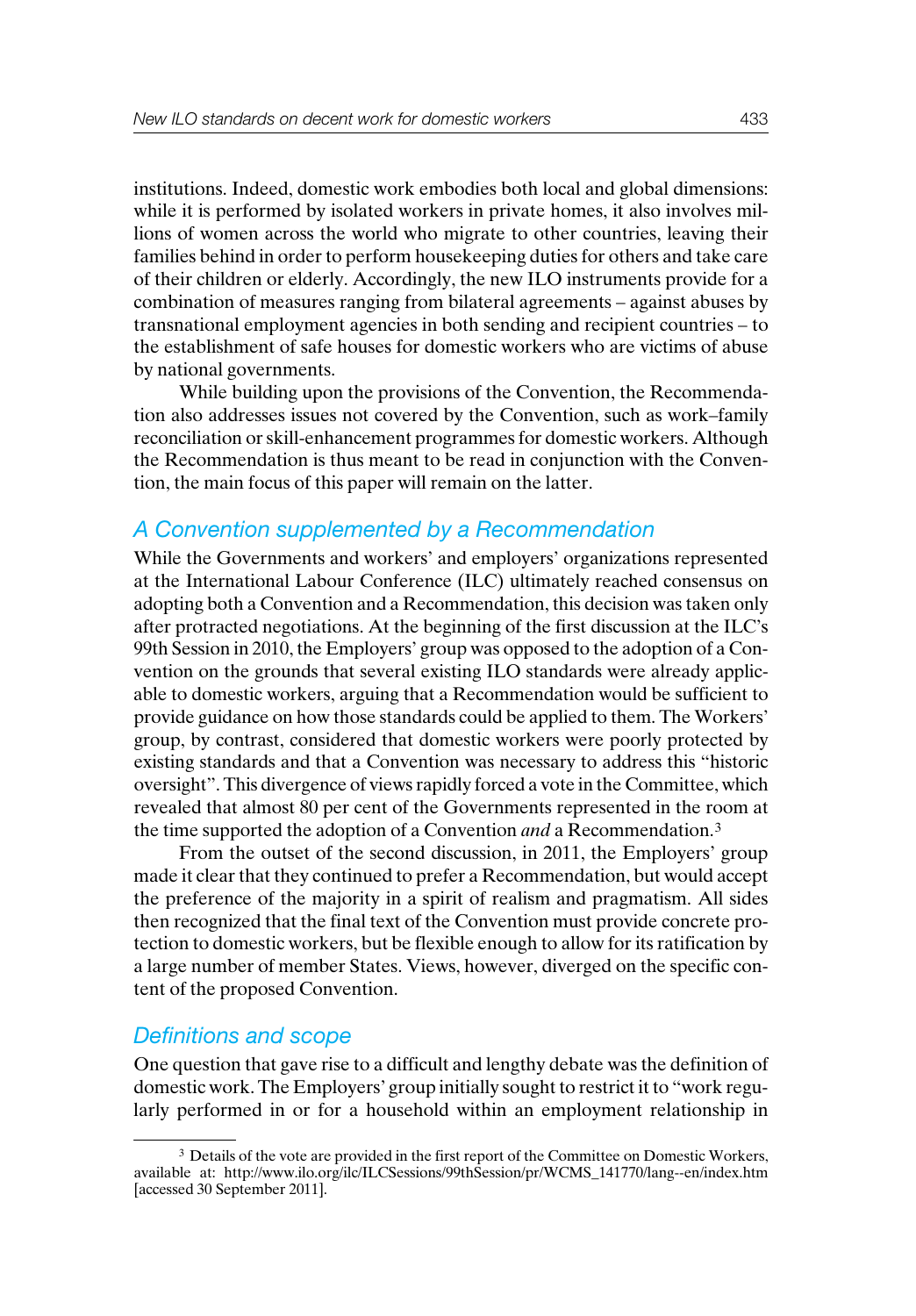institutions. Indeed, domestic work embodies both local and global dimensions: while it is performed by isolated workers in private homes, it also involves millions of women across the world who migrate to other countries, leaving their families behind in order to perform housekeeping duties for others and take care of their children or elderly. Accordingly, the new ILO instruments provide for a combination of measures ranging from bilateral agreements – against abuses by transnational employment agencies in both sending and recipient countries – to the establishment of safe houses for domestic workers who are victims of abuse by national governments.

While building upon the provisions of the Convention, the Recommendation also addresses issues not covered by the Convention, such as work–family reconciliation or skill-enhancement programmes for domestic workers. Although the Recommendation is thus meant to be read in conjunction with the Convention, the main focus of this paper will remain on the latter.

## A Convention supplemented by a Recommendation

While the Governments and workers' and employers' organizations represented at the International Labour Conference (ILC) ultimately reached consensus on adopting both a Convention and a Recommendation, this decision was taken only after protracted negotiations. At the beginning of the first discussion at the ILC's 99th Session in 2010, the Employers' group was opposed to the adoption of a Convention on the grounds that several existing ILO standards were already applicable to domestic workers, arguing that a Recommendation would be sufficient to provide guidance on how those standards could be applied to them. The Workers' group, by contrast, considered that domestic workers were poorly protected by existing standards and that a Convention was necessary to address this "historic oversight". This divergence of views rapidly forced a vote in the Committee, which revealed that almost 80 per cent of the Governments represented in the room at the time supported the adoption of a Convention *and* a Recommendation.[3]

From the outset of the second discussion, in 2011, the Employers' group made it clear that they continued to prefer a Recommendation, but would accept the preference of the majority in a spirit of realism and pragmatism. All sides then recognized that the final text of the Convention must provide concrete protection to domestic workers, but be flexible enough to allow for its ratification by a large number of member States. Views, however, diverged on the specific content of the proposed Convention.

## Definitions and scope

One question that gave rise to a difficult and lengthy debate was the definition of domestic work. The Employers' group initially sought to restrict it to "work regularly performed in or for a household within an employment relationship in

---

[3] Details of the vote are provided in the first report of the Committee on Domestic Workers, available at: http://www.ilo.org/ilc/ILCSessions/99thSession/pr/WCMS_141770/lang--en/index.htm [accessed 30 September 2011].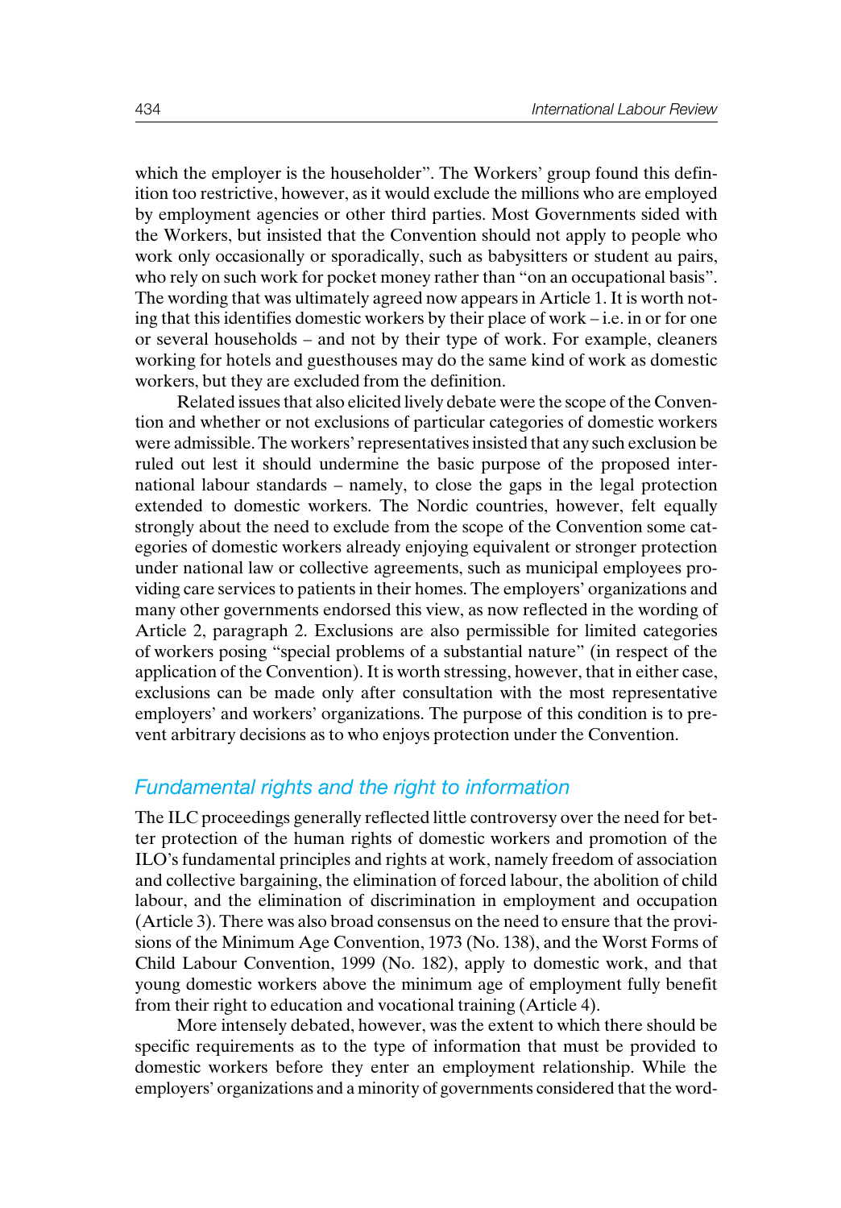which the employer is the householder". The Workers' group found this definition too restrictive, however, as it would exclude the millions who are employed by employment agencies or other third parties. Most Governments sided with the Workers, but insisted that the Convention should not apply to people who work only occasionally or sporadically, such as babysitters or student au pairs, who rely on such work for pocket money rather than "on an occupational basis". The wording that was ultimately agreed now appears in Article 1. It is worth noting that this identifies domestic workers by their place of work – i.e. in or for one or several households – and not by their type of work. For example, cleaners working for hotels and guesthouses may do the same kind of work as domestic workers, but they are excluded from the definition.

Related issues that also elicited lively debate were the scope of the Convention and whether or not exclusions of particular categories of domestic workers were admissible. The workers' representatives insisted that any such exclusion be ruled out lest it should undermine the basic purpose of the proposed international labour standards – namely, to close the gaps in the legal protection extended to domestic workers. The Nordic countries, however, felt equally strongly about the need to exclude from the scope of the Convention some categories of domestic workers already enjoying equivalent or stronger protection under national law or collective agreements, such as municipal employees providing care services to patients in their homes. The employers' organizations and many other governments endorsed this view, as now reflected in the wording of Article 2, paragraph 2. Exclusions are also permissible for limited categories of workers posing "special problems of a substantial nature" (in respect of the application of the Convention). It is worth stressing, however, that in either case, exclusions can be made only after consultation with the most representative employers' and workers' organizations. The purpose of this condition is to prevent arbitrary decisions as to who enjoys protection under the Convention.

## *Fundamental rights and the right to information*

The ILC proceedings generally reflected little controversy over the need for better protection of the human rights of domestic workers and promotion of the ILO's fundamental principles and rights at work, namely freedom of association and collective bargaining, the elimination of forced labour, the abolition of child labour, and the elimination of discrimination in employment and occupation (Article 3). There was also broad consensus on the need to ensure that the provisions of the Minimum Age Convention, 1973 (No. 138), and the Worst Forms of Child Labour Convention, 1999 (No. 182), apply to domestic work, and that young domestic workers above the minimum age of employment fully benefit from their right to education and vocational training (Article 4).

More intensely debated, however, was the extent to which there should be specific requirements as to the type of information that must be provided to domestic workers before they enter an employment relationship. While the employers' organizations and a minority of governments considered that the word-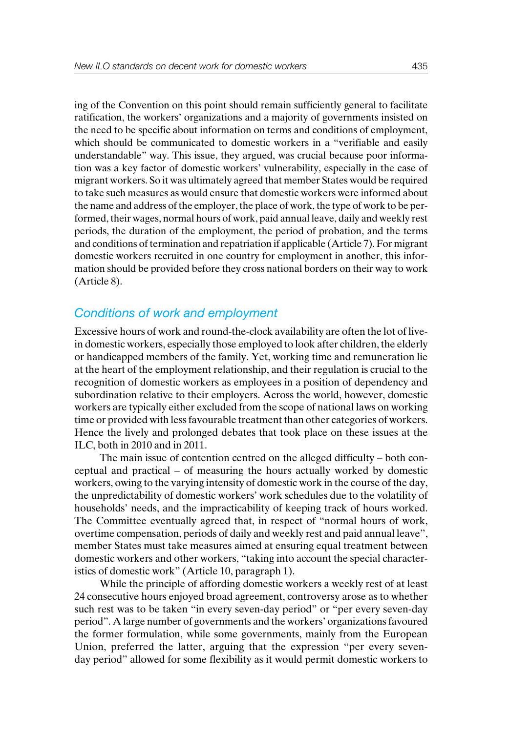ing of the Convention on this point should remain sufficiently general to facilitate ratification, the workers' organizations and a majority of governments insisted on the need to be specific about information on terms and conditions of employment, which should be communicated to domestic workers in a "verifiable and easily understandable" way. This issue, they argued, was crucial because poor information was a key factor of domestic workers' vulnerability, especially in the case of migrant workers. So it was ultimately agreed that member States would be required to take such measures as would ensure that domestic workers were informed about the name and address of the employer, the place of work, the type of work to be performed, their wages, normal hours of work, paid annual leave, daily and weekly rest periods, the duration of the employment, the period of probation, and the terms and conditions of termination and repatriation if applicable (Article 7). For migrant domestic workers recruited in one country for employment in another, this information should be provided before they cross national borders on their way to work (Article 8).

## Conditions of work and employment

Excessive hours of work and round-the-clock availability are often the lot of live-in domestic workers, especially those employed to look after children, the elderly or handicapped members of the family. Yet, working time and remuneration lie at the heart of the employment relationship, and their regulation is crucial to the recognition of domestic workers as employees in a position of dependency and subordination relative to their employers. Across the world, however, domestic workers are typically either excluded from the scope of national laws on working time or provided with less favourable treatment than other categories of workers. Hence the lively and prolonged debates that took place on these issues at the ILC, both in 2010 and in 2011.

The main issue of contention centred on the alleged difficulty – both conceptual and practical – of measuring the hours actually worked by domestic workers, owing to the varying intensity of domestic work in the course of the day, the unpredictability of domestic workers' work schedules due to the volatility of households' needs, and the impracticability of keeping track of hours worked. The Committee eventually agreed that, in respect of "normal hours of work, overtime compensation, periods of daily and weekly rest and paid annual leave", member States must take measures aimed at ensuring equal treatment between domestic workers and other workers, "taking into account the special characteristics of domestic work" (Article 10, paragraph 1).

While the principle of affording domestic workers a weekly rest of at least 24 consecutive hours enjoyed broad agreement, controversy arose as to whether such rest was to be taken "in every seven-day period" or "per every seven-day period". A large number of governments and the workers' organizations favoured the former formulation, while some governments, mainly from the European Union, preferred the latter, arguing that the expression "per every seven-day period" allowed for some flexibility as it would permit domestic workers to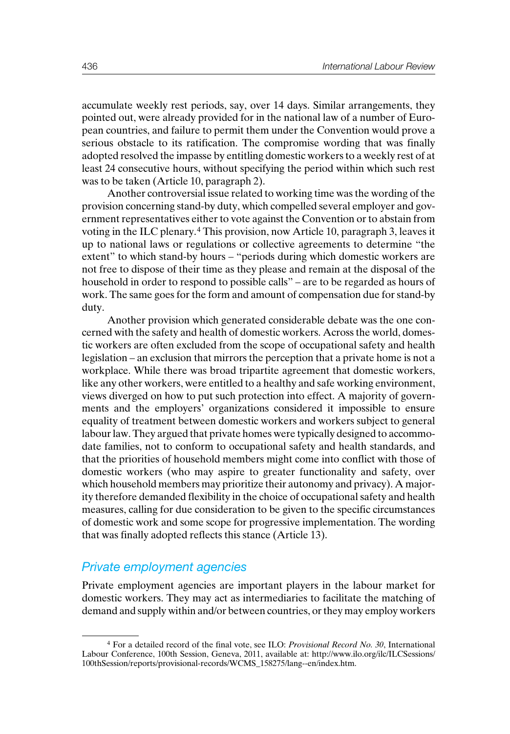accumulate weekly rest periods, say, over 14 days. Similar arrangements, they pointed out, were already provided for in the national law of a number of European countries, and failure to permit them under the Convention would prove a serious obstacle to its ratification. The compromise wording that was finally adopted resolved the impasse by entitling domestic workers to a weekly rest of at least 24 consecutive hours, without specifying the period within which such rest was to be taken (Article 10, paragraph 2).

Another controversial issue related to working time was the wording of the provision concerning stand-by duty, which compelled several employer and government representatives either to vote against the Convention or to abstain from voting in the ILC plenary.[4] This provision, now Article 10, paragraph 3, leaves it up to national laws or regulations or collective agreements to determine "the extent" to which stand-by hours – "periods during which domestic workers are not free to dispose of their time as they please and remain at the disposal of the household in order to respond to possible calls" – are to be regarded as hours of work. The same goes for the form and amount of compensation due for stand-by duty.

Another provision which generated considerable debate was the one concerned with the safety and health of domestic workers. Across the world, domestic workers are often excluded from the scope of occupational safety and health legislation – an exclusion that mirrors the perception that a private home is not a workplace. While there was broad tripartite agreement that domestic workers, like any other workers, were entitled to a healthy and safe working environment, views diverged on how to put such protection into effect. A majority of governments and the employers' organizations considered it impossible to ensure equality of treatment between domestic workers and workers subject to general labour law. They argued that private homes were typically designed to accommodate families, not to conform to occupational safety and health standards, and that the priorities of household members might come into conflict with those of domestic workers (who may aspire to greater functionality and safety, over which household members may prioritize their autonomy and privacy). A majority therefore demanded flexibility in the choice of occupational safety and health measures, calling for due consideration to be given to the specific circumstances of domestic work and some scope for progressive implementation. The wording that was finally adopted reflects this stance (Article 13).

## *Private employment agencies*

Private employment agencies are important players in the labour market for domestic workers. They may act as intermediaries to facilitate the matching of demand and supply within and/or between countries, or they may employ workers

[4] For a detailed record of the final vote, see ILO: *Provisional Record No. 30*, International Labour Conference, 100th Session, Geneva, 2011, available at: http://www.ilo.org/ilc/ILCSessions/100thSession/reports/provisional-records/WCMS_158275/lang--en/index.htm.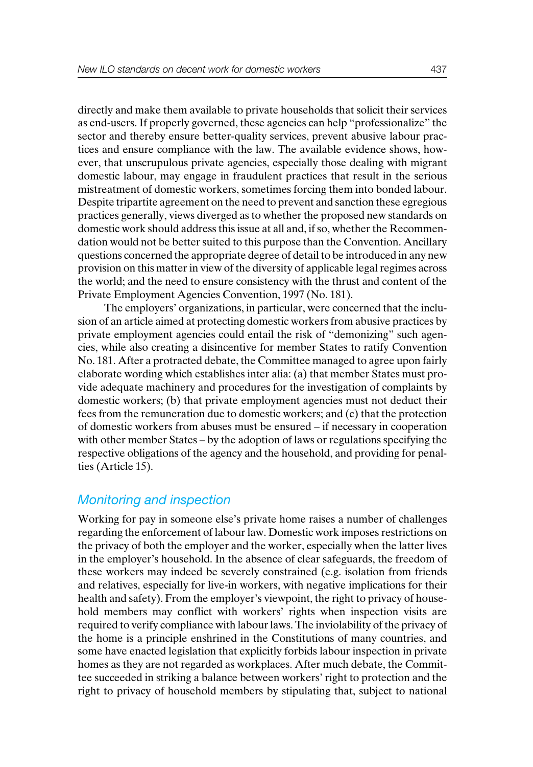directly and make them available to private households that solicit their services as end-users. If properly governed, these agencies can help "professionalize" the sector and thereby ensure better-quality services, prevent abusive labour practices and ensure compliance with the law. The available evidence shows, however, that unscrupulous private agencies, especially those dealing with migrant domestic labour, may engage in fraudulent practices that result in the serious mistreatment of domestic workers, sometimes forcing them into bonded labour. Despite tripartite agreement on the need to prevent and sanction these egregious practices generally, views diverged as to whether the proposed new standards on domestic work should address this issue at all and, if so, whether the Recommendation would not be better suited to this purpose than the Convention. Ancillary questions concerned the appropriate degree of detail to be introduced in any new provision on this matter in view of the diversity of applicable legal regimes across the world; and the need to ensure consistency with the thrust and content of the Private Employment Agencies Convention, 1997 (No. 181).

The employers' organizations, in particular, were concerned that the inclusion of an article aimed at protecting domestic workers from abusive practices by private employment agencies could entail the risk of "demonizing" such agencies, while also creating a disincentive for member States to ratify Convention No. 181. After a protracted debate, the Committee managed to agree upon fairly elaborate wording which establishes inter alia: (a) that member States must provide adequate machinery and procedures for the investigation of complaints by domestic workers; (b) that private employment agencies must not deduct their fees from the remuneration due to domestic workers; and (c) that the protection of domestic workers from abuses must be ensured – if necessary in cooperation with other member States – by the adoption of laws or regulations specifying the respective obligations of the agency and the household, and providing for penalties (Article 15).

## Monitoring and inspection

Working for pay in someone else's private home raises a number of challenges regarding the enforcement of labour law. Domestic work imposes restrictions on the privacy of both the employer and the worker, especially when the latter lives in the employer's household. In the absence of clear safeguards, the freedom of these workers may indeed be severely constrained (e.g. isolation from friends and relatives, especially for live-in workers, with negative implications for their health and safety). From the employer's viewpoint, the right to privacy of household members may conflict with workers' rights when inspection visits are required to verify compliance with labour laws. The inviolability of the privacy of the home is a principle enshrined in the Constitutions of many countries, and some have enacted legislation that explicitly forbids labour inspection in private homes as they are not regarded as workplaces. After much debate, the Committee succeeded in striking a balance between workers' right to protection and the right to privacy of household members by stipulating that, subject to national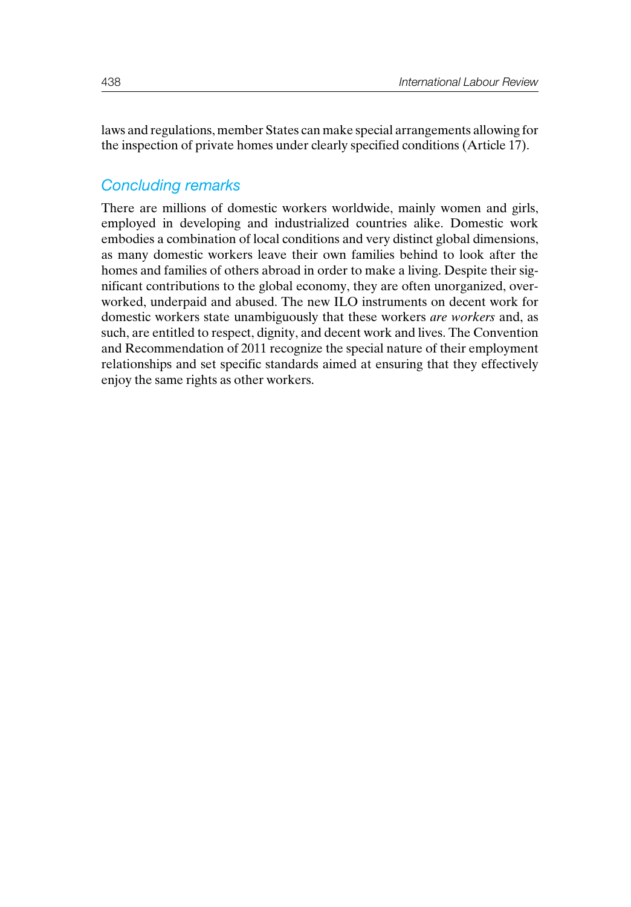laws and regulations, member States can make special arrangements allowing for the inspection of private homes under clearly specified conditions (Article 17).

## Concluding remarks

There are millions of domestic workers worldwide, mainly women and girls, employed in developing and industrialized countries alike. Domestic work embodies a combination of local conditions and very distinct global dimensions, as many domestic workers leave their own families behind to look after the homes and families of others abroad in order to make a living. Despite their significant contributions to the global economy, they are often unorganized, overworked, underpaid and abused. The new ILO instruments on decent work for domestic workers state unambiguously that these workers *are workers* and, as such, are entitled to respect, dignity, and decent work and lives. The Convention and Recommendation of 2011 recognize the special nature of their employment relationships and set specific standards aimed at ensuring that they effectively enjoy the same rights as other workers.